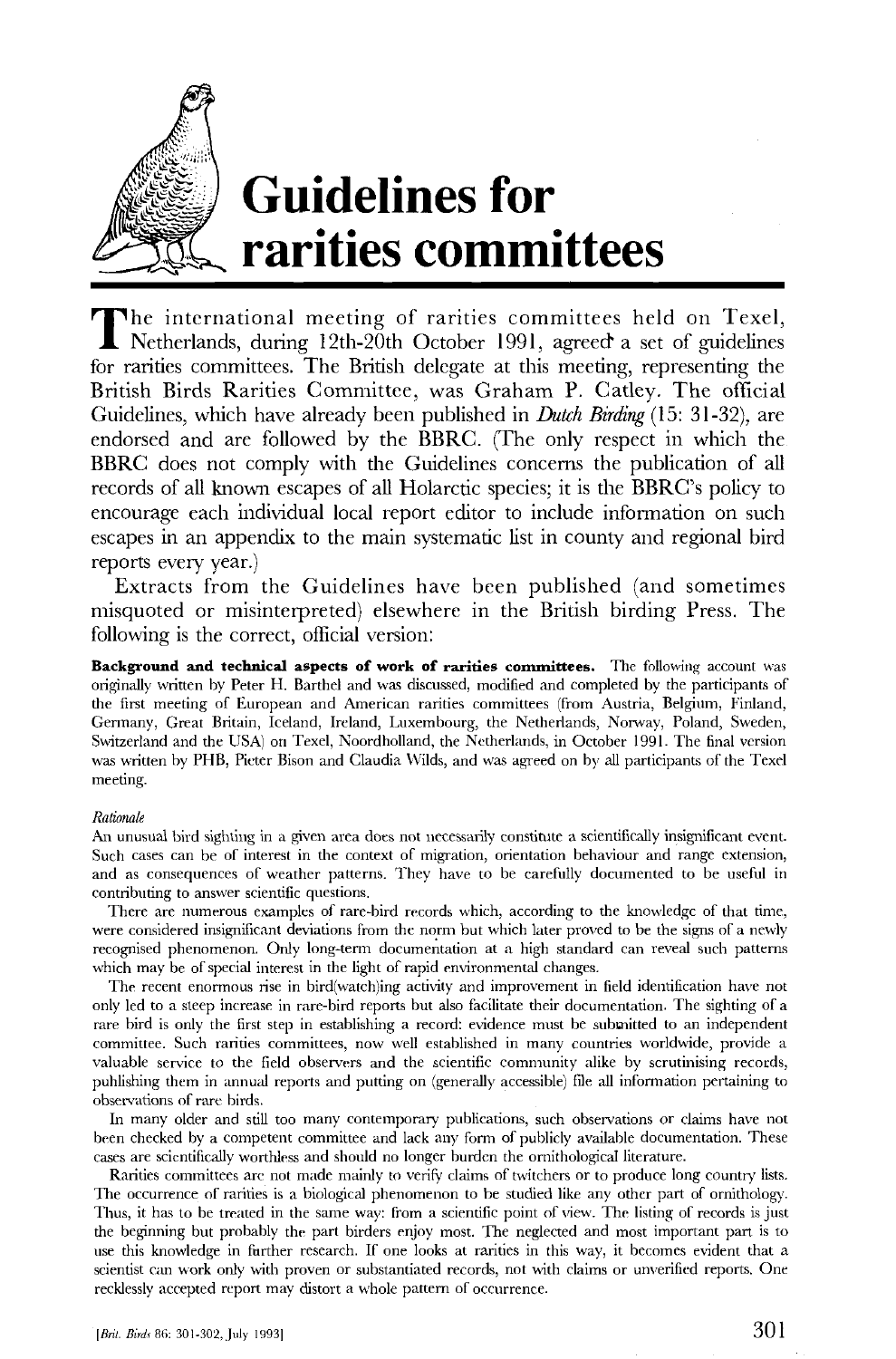# Guidelines for rarities committees

The international meeting of rarities committees held on Texel, Netherlands, during 12th-20th October 1991, agreed a set of guidelines for rarities committees. The British delegate at this meeting, representing the British Birds Rarities Committee, was Graham P. Catley. The official Guidelines, which have already been published in *Dutch Birding* (15: 31-32), are endorsed and are followed by the BBRC. (The only respect in which the BBRC does not comply with the Guidelines concerns the publication of all records of all known escapes of all Holarctic species; it is the BBRC's policy to encourage each individual local report editor to include information on such escapes in an appendix to the main systematic list in county and regional bird reports every year.)

Extracts from the Guidelines have been published (and sometimes misquoted or misinterpreted) elsewhere in the British birding Press. The following is the correct, official version:

**Background and technical aspects of work of rarities committees.** The following account was originally written by Peter H. Barthel and was discussed, modified and completed by the participants of the first meeting of European and American rarities committees (from Austria, Belgium, Finland, Germany, Great Britain, Iceland, Ireland, Luxembourg, the Netherlands, Norway, Poland, Sweden, Switzerland and the USA) on Texel, Noordholland, the Netherlands, in October 1991. The final version was written by PHB, Pieter Bison and Claudia Wilds, and was agreed on by all participants of the Texel meeting.

*Rationale*

An unusual bird sighting in a given area does not necessarily constitute a scientifically insignificant event. Such cases can be of interest in the context of migration, orientation behaviour and range extension, and as consequences of weather patterns. They have to be carefully documented to be useful in contributing to answer scientific questions.

There are numerous examples of rare-bird records which, according to the knowledge of that time, were considered insignificant deviations from the norm but which later proved to be the signs of a newly recognised phenomenon. Only long-term documentation at a high standard can reveal such patterns which may be of special interest in the light of rapid environmental changes.

The recent enormous rise in bird(watch)ing activity and improvement in field identification have not only led to a steep increase in rare-bird reports but also facilitate their documentation. The sighting of a rare bird is only the first step in establishing a record: evidence must be submitted to an independent committee. Such rarities committees, now well established in many countries worldwide, provide a valuable service to the field observers and the scientific community alike by scrutinising records, publishing them in annual reports and putting on (generally accessible) file all information pertaining to observations of rare birds.

In many older and still too many contemporary publications, such observations or claims have not been checked by a competent committee and lack any form of publicly available documentation. These cases are scientifically worthless and should no longer burden the ornithological literature.

Rarities committees are not made mainly to verify claims of twitchers or to produce long country lists. The occurrence of rarities is a biological phenomenon to be studied like any other part of ornithology. Thus, it has to be treated in the same way: from a scientific point of view. The listing of records is just the beginning but probably the part birders enjoy most. The neglected and most important part is to use this knowledge in further research. If one looks at rarities in this way, it becomes evident that a scientist can work only with proven or substantiated records, not with claims or unverified reports. One recklessly accepted report may distort a whole pattern of occurrence.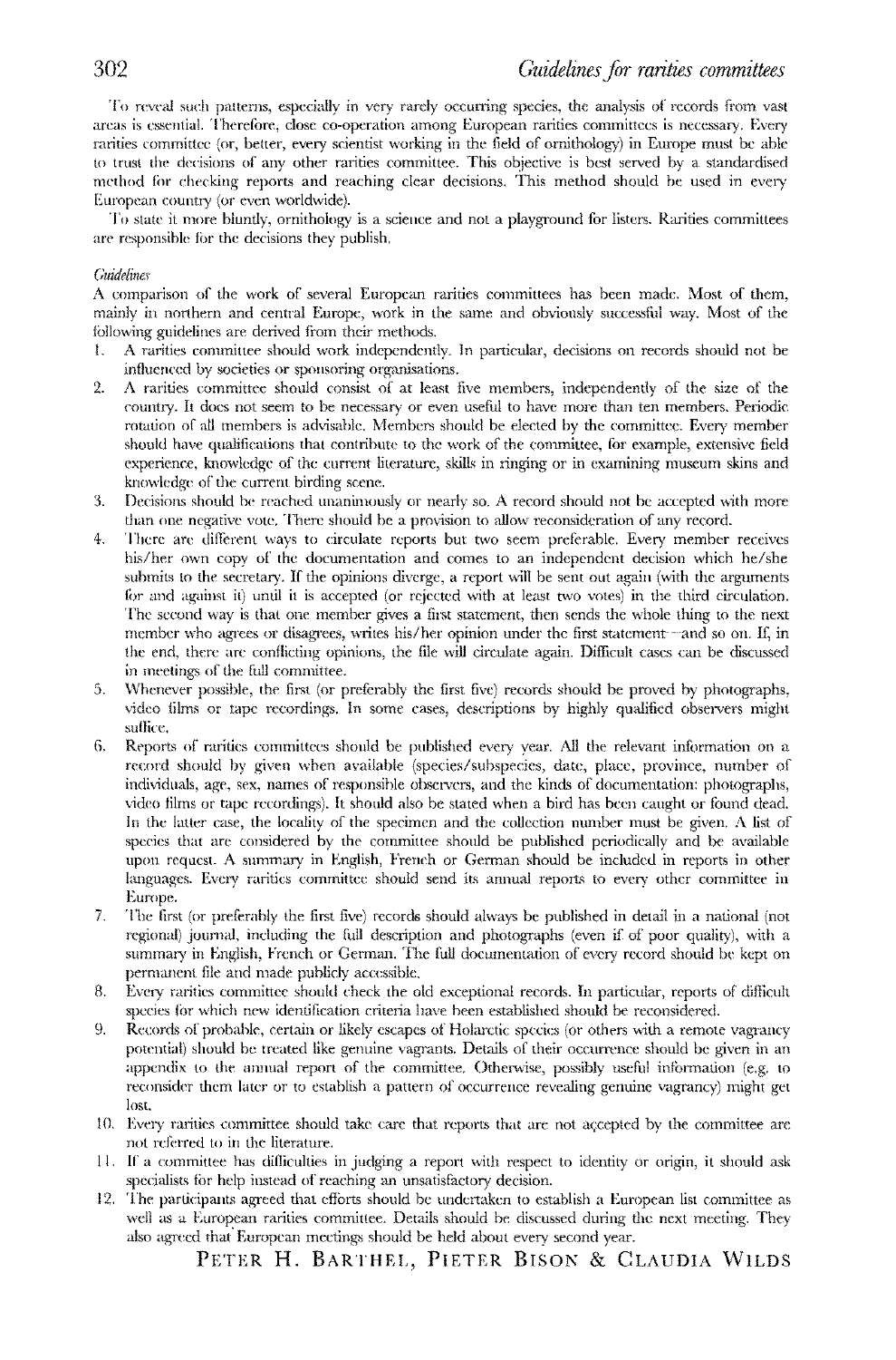To reveal such patterns, especially in very rarely occurring species, the analysis of records from vast areas is essential. Therefore, close co-operation among European rarities committees is necessary. Every rarities committee (or, better, every scientist working in the field of ornithology) in Europe must be able to trust the decisions of any other rarities committee. This objective is best served by a standardised method for checking reports and reaching clear decisions. This method should be used in every European country (or even worldwide).

To state it more bluntly, ornithology is a science and not a playground for listers. Rarities committees are responsible for the decisions they publish.

*Guidelines*

A comparison of the work of several European rarities committees has been made. Most of them, mainly in northern and central Europe, work in the same and obviously successful way. Most of the following guidelines are derived from their methods.

1. A rarities committee should work independently. In particular, decisions on records should not be influenced by societies or sponsoring organisations.
2. A rarities committee should consist of at least five members, independently of the size of the country. It does not seem to be necessary or even useful to have more than ten members. Periodic rotation of all members is advisable. Members should be elected by the committee. Every member should have qualifications that contribute to the work of the committee, for example, extensive field experience, knowledge of the current literature, skills in ringing or in examining museum skins and knowledge of the current birding scene.
3. Decisions should be reached unanimously or nearly so. A record should not be accepted with more than one negative vote. There should be a provision to allow reconsideration of any record.
4. There are different ways to circulate reports but two seem preferable. Every member receives his/her own copy of the documentation and comes to an independent decision which he/she submits to the secretary. If the opinions diverge, a report will be sent out again (with the arguments for and against it) until it is accepted (or rejected with at least two votes) in the third circulation. The second way is that one member gives a first statement, then sends the whole thing to the next member who agrees or disagrees, writes his/her opinion under the first statement—and so on. If, in the end, there are conflicting opinions, the file will circulate again. Difficult cases can be discussed in meetings of the full committee.
5. Whenever possible, the first (or preferably the first five) records should be proved by photographs, video films or tape recordings. In some cases, descriptions by highly qualified observers might suffice.
6. Reports of rarities committees should be published every year. All the relevant information on a record should by given when available (species/subspecies, date, place, province, number of individuals, age, sex, names of responsible observers, and the kinds of documentation: photographs, video films or tape recordings). It should also be stated when a bird has been caught or found dead. In the latter case, the locality of the specimen and the collection number must be given. A list of species that are considered by the committee should be published periodically and be available upon request. A summary in English, French or German should be included in reports in other languages. Every rarities committee should send its annual reports to every other committee in Europe.
7. The first (or preferably the first five) records should always be published in detail in a national (not regional) journal, including the full description and photographs (even if of poor quality), with a summary in English, French or German. The full documentation of every record should be kept on permanent file and made publicly accessible.
8. Every rarities committee should check the old exceptional records. In particular, reports of difficult species for which new identification criteria have been established should be reconsidered.
9. Records of probable, certain or likely escapes of Holarctic species (or others with a remote vagrancy potential) should be treated like genuine vagrants. Details of their occurrence should be given in an appendix to the annual report of the committee. Otherwise, possibly useful information (e.g. to reconsider them later or to establish a pattern of occurrence revealing genuine vagrancy) might get lost.
10. Every rarities committee should take care that reports that are not accepted by the committee are not referred to in the literature.
11. If a committee has difficulties in judging a report with respect to identity or origin, it should ask specialists for help instead of reaching an unsatisfactory decision.
12. The participants agreed that efforts should be undertaken to establish a European list committee as well as a European rarities committee. Details should be discussed during the next meeting. They also agreed that European meetings should be held about every second year.

PETER H. BARTHEL, PIETER BISON & CLAUDIA WILDS